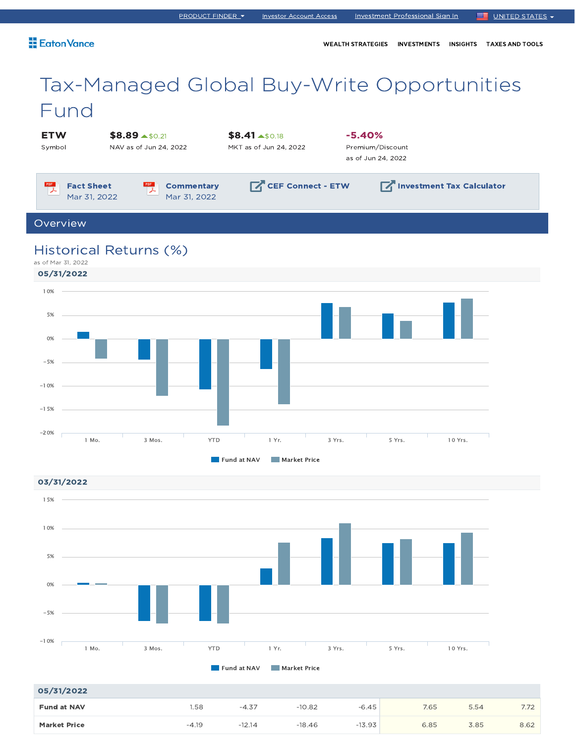PRODUCT FINDER | Investor Account Access | Investment Professional Sign In | UNITED STATES

Eaton Vance

WEALTH STRATEGIES | INVESTMENTS | INSIGHTS | TAXES AND TOOLS

# Tax-Managed Global Buy-Write Opportunities Fund

| ETW | $8.89 ▲$0.21 | $8.41 ▲$0.18 | -5.40% |
|---|---|---|---|
| Symbol | NAV as of Jun 24, 2022 | MKT as of Jun 24, 2022 | Premium/Discount as of Jun 24, 2022 |

Fact Sheet Mar 31, 2022 | Commentary Mar 31, 2022 | CEF Connect - ETW | Investment Tax Calculator

## Overview

### Historical Returns (%)

as of Mar 31, 2022

**05/31/2022**

Fund at NAV | Market Price

**03/31/2022**

Fund at NAV | Market Price

| 05/31/2022 | 1 Mo. | 3 Mos. | YTD | 1 Yr. | 3 Yrs. | 5 Yrs. | 10 Yrs. |
|---|---|---|---|---|---|---|---|
| **Fund at NAV** | 1.58 | -4.37 | -10.82 | -6.45 | 7.65 | 5.54 | 7.72 |
| **Market Price** | -4.19 | -12.14 | -18.46 | -13.93 | 6.85 | 3.85 | 8.62 |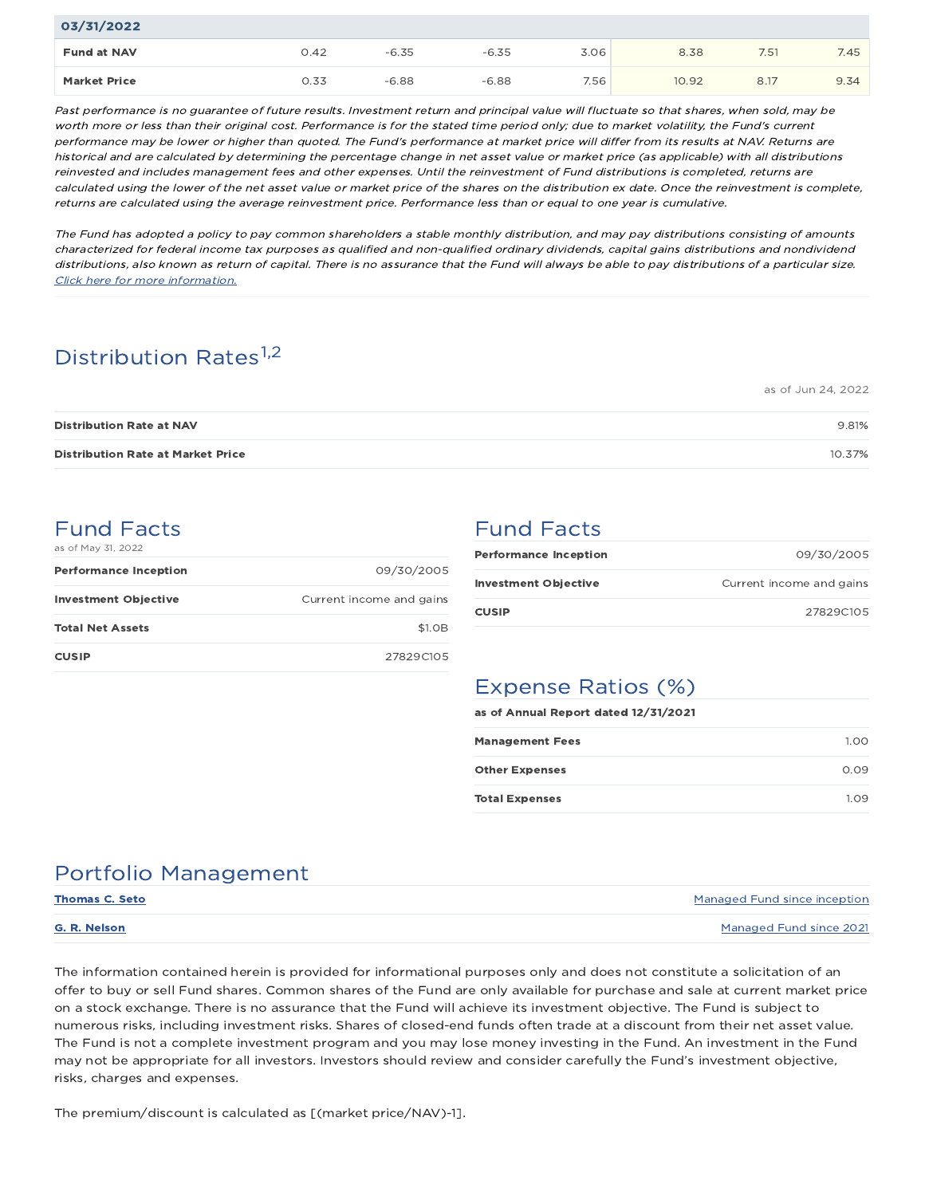| 03/31/2022 | | | | | | | |
|---|---|---|---|---|---|---|---|
| **Fund at NAV** | 0.42 | -6.35 | -6.35 | 3.06 | 8.38 | 7.51 | 7.45 |
| **Market Price** | 0.33 | -6.88 | -6.88 | 7.56 | 10.92 | 8.17 | 9.34 |

*Past performance is no guarantee of future results. Investment return and principal value will fluctuate so that shares, when sold, may be worth more or less than their original cost. Performance is for the stated time period only; due to market volatility, the Fund's current performance may be lower or higher than quoted. The Fund's performance at market price will differ from its results at NAV. Returns are historical and are calculated by determining the percentage change in net asset value or market price (as applicable) with all distributions reinvested and includes management fees and other expenses. Until the reinvestment of Fund distributions is completed, returns are calculated using the lower of the net asset value or market price of the shares on the distribution ex date. Once the reinvestment is complete, returns are calculated using the average reinvestment price. Performance less than or equal to one year is cumulative.*

*The Fund has adopted a policy to pay common shareholders a stable monthly distribution, and may pay distributions consisting of amounts characterized for federal income tax purposes as qualified and non-qualified ordinary dividends, capital gains distributions and nondividend distributions, also known as return of capital. There is no assurance that the Fund will always be able to pay distributions of a particular size.* *Click here for more information.*

## Distribution Rates[1,2]

as of Jun 24, 2022

| | |
|---|---|
| **Distribution Rate at NAV** | 9.81% |
| **Distribution Rate at Market Price** | 10.37% |

## Fund Facts

as of May 31, 2022

| | |
|---|---|
| **Performance Inception** | 09/30/2005 |
| **Investment Objective** | Current income and gains |
| **Total Net Assets** | $1.0B |
| **CUSIP** | 27829C105 |

## Fund Facts

| | |
|---|---|
| **Performance Inception** | 09/30/2005 |
| **Investment Objective** | Current income and gains |
| **CUSIP** | 27829C105 |

## Expense Ratios (%)

**as of Annual Report dated 12/31/2021**

| | |
|---|---|
| **Management Fees** | 1.00 |
| **Other Expenses** | 0.09 |
| **Total Expenses** | 1.09 |

## Portfolio Management

| | |
|---|---|
| **Thomas C. Seto** | Managed Fund since inception |
| **G. R. Nelson** | Managed Fund since 2021 |

The information contained herein is provided for informational purposes only and does not constitute a solicitation of an offer to buy or sell Fund shares. Common shares of the Fund are only available for purchase and sale at current market price on a stock exchange. There is no assurance that the Fund will achieve its investment objective. The Fund is subject to numerous risks, including investment risks. Shares of closed-end funds often trade at a discount from their net asset value. The Fund is not a complete investment program and you may lose money investing in the Fund. An investment in the Fund may not be appropriate for all investors. Investors should review and consider carefully the Fund's investment objective, risks, charges and expenses.

The premium/discount is calculated as [(market price/NAV)-1].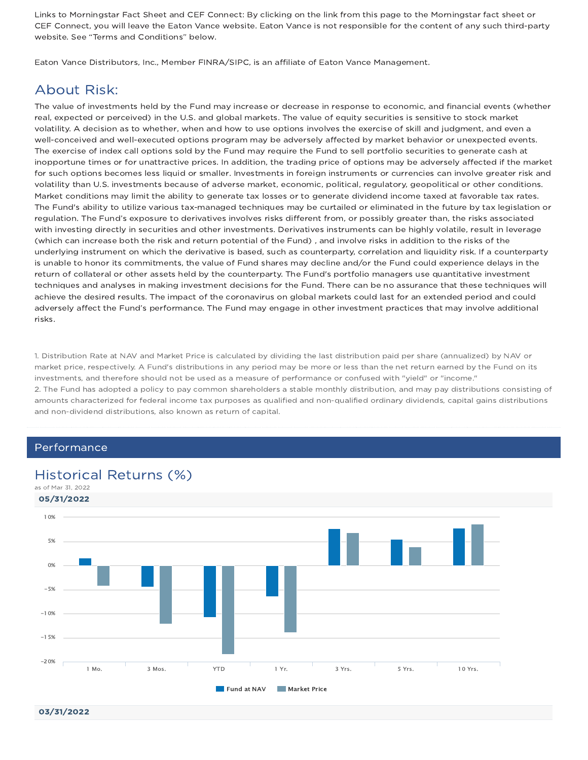Links to Morningstar Fact Sheet and CEF Connect: By clicking on the link from this page to the Morningstar fact sheet or CEF Connect, you will leave the Eaton Vance website. Eaton Vance is not responsible for the content of any such third-party website. See "Terms and Conditions" below.

Eaton Vance Distributors, Inc., Member FINRA/SIPC, is an affiliate of Eaton Vance Management.

## About Risk:

The value of investments held by the Fund may increase or decrease in response to economic, and financial events (whether real, expected or perceived) in the U.S. and global markets. The value of equity securities is sensitive to stock market volatility. A decision as to whether, when and how to use options involves the exercise of skill and judgment, and even a well-conceived and well-executed options program may be adversely affected by market behavior or unexpected events. The exercise of index call options sold by the Fund may require the Fund to sell portfolio securities to generate cash at inopportune times or for unattractive prices. In addition, the trading price of options may be adversely affected if the market for such options becomes less liquid or smaller. Investments in foreign instruments or currencies can involve greater risk and volatility than U.S. investments because of adverse market, economic, political, regulatory, geopolitical or other conditions. Market conditions may limit the ability to generate tax losses or to generate dividend income taxed at favorable tax rates. The Fund's ability to utilize various tax-managed techniques may be curtailed or eliminated in the future by tax legislation or regulation. The Fund's exposure to derivatives involves risks different from, or possibly greater than, the risks associated with investing directly in securities and other investments. Derivatives instruments can be highly volatile, result in leverage (which can increase both the risk and return potential of the Fund) , and involve risks in addition to the risks of the underlying instrument on which the derivative is based, such as counterparty, correlation and liquidity risk. If a counterparty is unable to honor its commitments, the value of Fund shares may decline and/or the Fund could experience delays in the return of collateral or other assets held by the counterparty. The Fund's portfolio managers use quantitative investment techniques and analyses in making investment decisions for the Fund. There can be no assurance that these techniques will achieve the desired results. The impact of the coronavirus on global markets could last for an extended period and could adversely affect the Fund's performance. The Fund may engage in other investment practices that may involve additional risks.

1. Distribution Rate at NAV and Market Price is calculated by dividing the last distribution paid per share (annualized) by NAV or market price, respectively. A Fund's distributions in any period may be more or less than the net return earned by the Fund on its investments, and therefore should not be used as a measure of performance or confused with "yield" or "income."
2. The Fund has adopted a policy to pay common shareholders a stable monthly distribution, and may pay distributions consisting of amounts characterized for federal income tax purposes as qualified and non-qualified ordinary dividends, capital gains distributions and non-dividend distributions, also known as return of capital.

## Performance

## Historical Returns (%)

as of Mar 31, 2022

**05/31/2022**

[Bar chart: Fund at NAV and Market Price returns for 1 Mo., 3 Mos., YTD, 1 Yr., 3 Yrs., 5 Yrs., 10 Yrs.; y-axis from -20% to 10%]

**03/31/2022**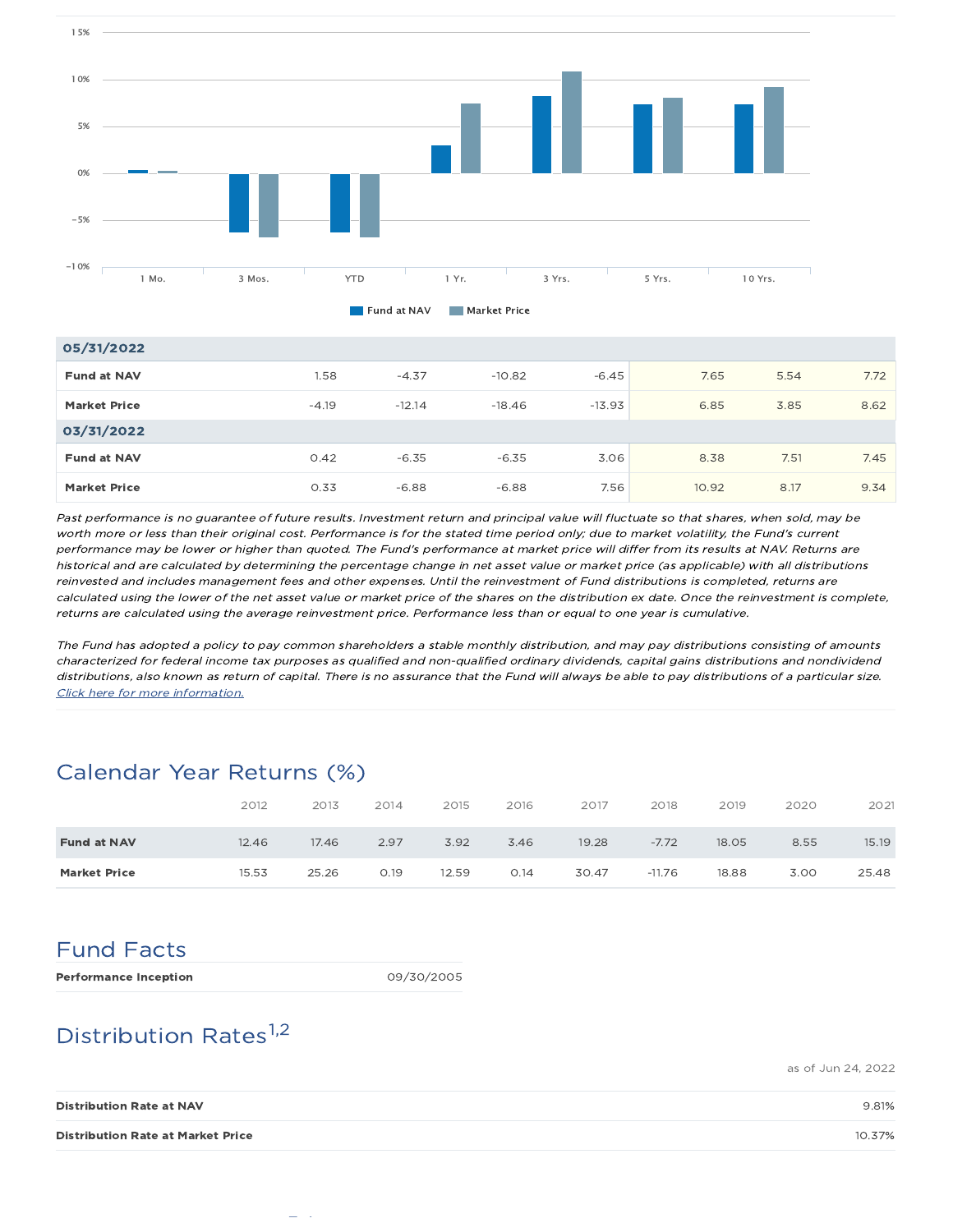| 05/31/2022 | 1 Mo. | 3 Mos. | YTD | 1 Yr. | 3 Yrs. | 5 Yrs. | 10 Yrs. |
|---|---|---|---|---|---|---|---|
| Fund at NAV | 1.58 | -4.37 | -10.82 | -6.45 | 7.65 | 5.54 | 7.72 |
| Market Price | -4.19 | -12.14 | -18.46 | -13.93 | 6.85 | 3.85 | 8.62 |
| **03/31/2022** | | | | | | | |
| Fund at NAV | 0.42 | -6.35 | -6.35 | 3.06 | 8.38 | 7.51 | 7.45 |
| Market Price | 0.33 | -6.88 | -6.88 | 7.56 | 10.92 | 8.17 | 9.34 |

*Past performance is no guarantee of future results. Investment return and principal value will fluctuate so that shares, when sold, may be worth more or less than their original cost. Performance is for the stated time period only; due to market volatility, the Fund's current performance may be lower or higher than quoted. The Fund's performance at market price will differ from its results at NAV. Returns are historical and are calculated by determining the percentage change in net asset value or market price (as applicable) with all distributions reinvested and includes management fees and other expenses. Until the reinvestment of Fund distributions is completed, returns are calculated using the lower of the net asset value or market price of the shares on the distribution ex date. Once the reinvestment is complete, returns are calculated using the average reinvestment price. Performance less than or equal to one year is cumulative.*

*The Fund has adopted a policy to pay common shareholders a stable monthly distribution, and may pay distributions consisting of amounts characterized for federal income tax purposes as qualified and non-qualified ordinary dividends, capital gains distributions and nondividend distributions, also known as return of capital. There is no assurance that the Fund will always be able to pay distributions of a particular size. Click here for more information.*

## Calendar Year Returns (%)

| | 2012 | 2013 | 2014 | 2015 | 2016 | 2017 | 2018 | 2019 | 2020 | 2021 |
|---|---|---|---|---|---|---|---|---|---|---|
| Fund at NAV | 12.46 | 17.46 | 2.97 | 3.92 | 3.46 | 19.28 | -7.72 | 18.05 | 8.55 | 15.19 |
| Market Price | 15.53 | 25.26 | 0.19 | 12.59 | 0.14 | 30.47 | -11.76 | 18.88 | 3.00 | 25.48 |

## Fund Facts

| Performance Inception | 09/30/2005 |
|---|---|

## Distribution Rates[1,2]

as of Jun 24, 2022

| Distribution Rate at NAV | 9.81% |
|---|---|
| Distribution Rate at Market Price | 10.37% |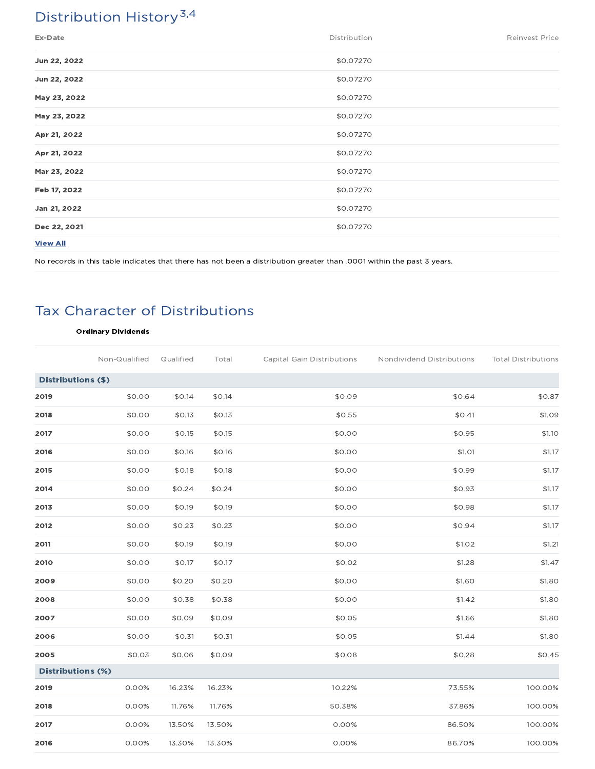## Distribution History[3,4]

| Ex-Date | Distribution | Reinvest Price |
|---|---|---|
| **Jun 22, 2022** | $0.07270 | |
| **Jun 22, 2022** | $0.07270 | |
| **May 23, 2022** | $0.07270 | |
| **May 23, 2022** | $0.07270 | |
| **Apr 21, 2022** | $0.07270 | |
| **Apr 21, 2022** | $0.07270 | |
| **Mar 23, 2022** | $0.07270 | |
| **Feb 17, 2022** | $0.07270 | |
| **Jan 21, 2022** | $0.07270 | |
| **Dec 22, 2021** | $0.07270 | |

**View All**

No records in this table indicates that there has not been a distribution greater than .0001 within the past 3 years.

## Tax Character of Distributions

| | Ordinary Dividends | | | | | |
|---|---|---|---|---|---|---|
| | Non-Qualified | Qualified | Total | Capital Gain Distributions | Nondividend Distributions | Total Distributions |
| **Distributions ($)** | | | | | | |
| **2019** | $0.00 | $0.14 | $0.14 | $0.09 | $0.64 | $0.87 |
| **2018** | $0.00 | $0.13 | $0.13 | $0.55 | $0.41 | $1.09 |
| **2017** | $0.00 | $0.15 | $0.15 | $0.00 | $0.95 | $1.10 |
| **2016** | $0.00 | $0.16 | $0.16 | $0.00 | $1.01 | $1.17 |
| **2015** | $0.00 | $0.18 | $0.18 | $0.00 | $0.99 | $1.17 |
| **2014** | $0.00 | $0.24 | $0.24 | $0.00 | $0.93 | $1.17 |
| **2013** | $0.00 | $0.19 | $0.19 | $0.00 | $0.98 | $1.17 |
| **2012** | $0.00 | $0.23 | $0.23 | $0.00 | $0.94 | $1.17 |
| **2011** | $0.00 | $0.19 | $0.19 | $0.00 | $1.02 | $1.21 |
| **2010** | $0.00 | $0.17 | $0.17 | $0.02 | $1.28 | $1.47 |
| **2009** | $0.00 | $0.20 | $0.20 | $0.00 | $1.60 | $1.80 |
| **2008** | $0.00 | $0.38 | $0.38 | $0.00 | $1.42 | $1.80 |
| **2007** | $0.00 | $0.09 | $0.09 | $0.05 | $1.66 | $1.80 |
| **2006** | $0.00 | $0.31 | $0.31 | $0.05 | $1.44 | $1.80 |
| **2005** | $0.03 | $0.06 | $0.09 | $0.08 | $0.28 | $0.45 |
| **Distributions (%)** | | | | | | |
| **2019** | 0.00% | 16.23% | 16.23% | 10.22% | 73.55% | 100.00% |
| **2018** | 0.00% | 11.76% | 11.76% | 50.38% | 37.86% | 100.00% |
| **2017** | 0.00% | 13.50% | 13.50% | 0.00% | 86.50% | 100.00% |
| **2016** | 0.00% | 13.30% | 13.30% | 0.00% | 86.70% | 100.00% |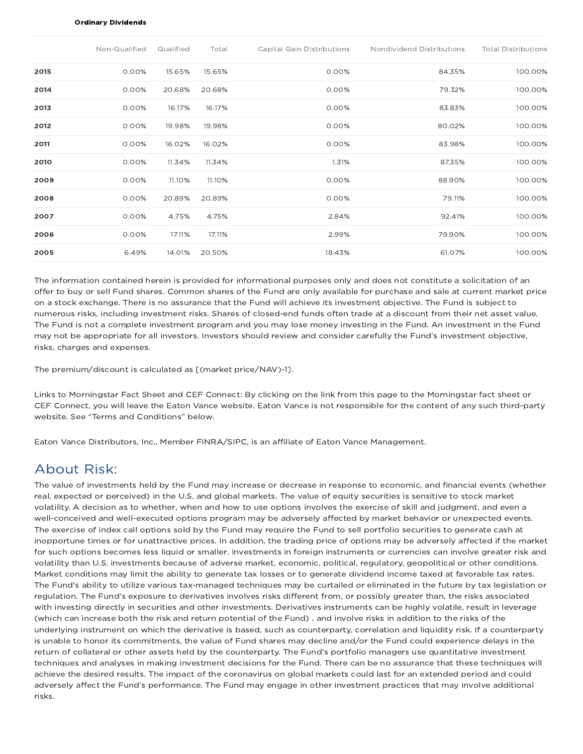**Ordinary Dividends**

| | Non-Qualified | Qualified | Total | Capital Gain Distributions | Nondividend Distributions | Total Distributions |
|---|---|---|---|---|---|---|
| **2015** | 0.00% | 15.65% | 15.65% | 0.00% | 84.35% | 100.00% |
| **2014** | 0.00% | 20.68% | 20.68% | 0.00% | 79.32% | 100.00% |
| **2013** | 0.00% | 16.17% | 16.17% | 0.00% | 83.83% | 100.00% |
| **2012** | 0.00% | 19.98% | 19.98% | 0.00% | 80.02% | 100.00% |
| **2011** | 0.00% | 16.02% | 16.02% | 0.00% | 83.98% | 100.00% |
| **2010** | 0.00% | 11.34% | 11.34% | 1.31% | 87.35% | 100.00% |
| **2009** | 0.00% | 11.10% | 11.10% | 0.00% | 88.90% | 100.00% |
| **2008** | 0.00% | 20.89% | 20.89% | 0.00% | 79.11% | 100.00% |
| **2007** | 0.00% | 4.75% | 4.75% | 2.84% | 92.41% | 100.00% |
| **2006** | 0.00% | 17.11% | 17.11% | 2.99% | 79.90% | 100.00% |
| **2005** | 6.49% | 14.01% | 20.50% | 18.43% | 61.07% | 100.00% |

The information contained herein is provided for informational purposes only and does not constitute a solicitation of an offer to buy or sell Fund shares. Common shares of the Fund are only available for purchase and sale at current market price on a stock exchange. There is no assurance that the Fund will achieve its investment objective. The Fund is subject to numerous risks, including investment risks. Shares of closed-end funds often trade at a discount from their net asset value. The Fund is not a complete investment program and you may lose money investing in the Fund. An investment in the Fund may not be appropriate for all investors. Investors should review and consider carefully the Fund's investment objective, risks, charges and expenses.

The premium/discount is calculated as [(market price/NAV)-1].

Links to Morningstar Fact Sheet and CEF Connect: By clicking on the link from this page to the Morningstar fact sheet or CEF Connect, you will leave the Eaton Vance website. Eaton Vance is not responsible for the content of any such third-party website. See "Terms and Conditions" below.

Eaton Vance Distributors, Inc., Member FINRA/SIPC, is an affiliate of Eaton Vance Management.

## About Risk:

The value of investments held by the Fund may increase or decrease in response to economic, and financial events (whether real, expected or perceived) in the U.S. and global markets. The value of equity securities is sensitive to stock market volatility. A decision as to whether, when and how to use options involves the exercise of skill and judgment, and even a well-conceived and well-executed options program may be adversely affected by market behavior or unexpected events. The exercise of index call options sold by the Fund may require the Fund to sell portfolio securities to generate cash at inopportune times or for unattractive prices. In addition, the trading price of options may be adversely affected if the market for such options becomes less liquid or smaller. Investments in foreign instruments or currencies can involve greater risk and volatility than U.S. investments because of adverse market, economic, political, regulatory, geopolitical or other conditions. Market conditions may limit the ability to generate tax losses or to generate dividend income taxed at favorable tax rates. The Fund's ability to utilize various tax-managed techniques may be curtailed or eliminated in the future by tax legislation or regulation. The Fund's exposure to derivatives involves risks different from, or possibly greater than, the risks associated with investing directly in securities and other investments. Derivatives instruments can be highly volatile, result in leverage (which can increase both the risk and return potential of the Fund) , and involve risks in addition to the risks of the underlying instrument on which the derivative is based, such as counterparty, correlation and liquidity risk. If a counterparty is unable to honor its commitments, the value of Fund shares may decline and/or the Fund could experience delays in the return of collateral or other assets held by the counterparty. The Fund's portfolio managers use quantitative investment techniques and analyses in making investment decisions for the Fund. There can be no assurance that these techniques will achieve the desired results. The impact of the coronavirus on global markets could last for an extended period and could adversely affect the Fund's performance. The Fund may engage in other investment practices that may involve additional risks.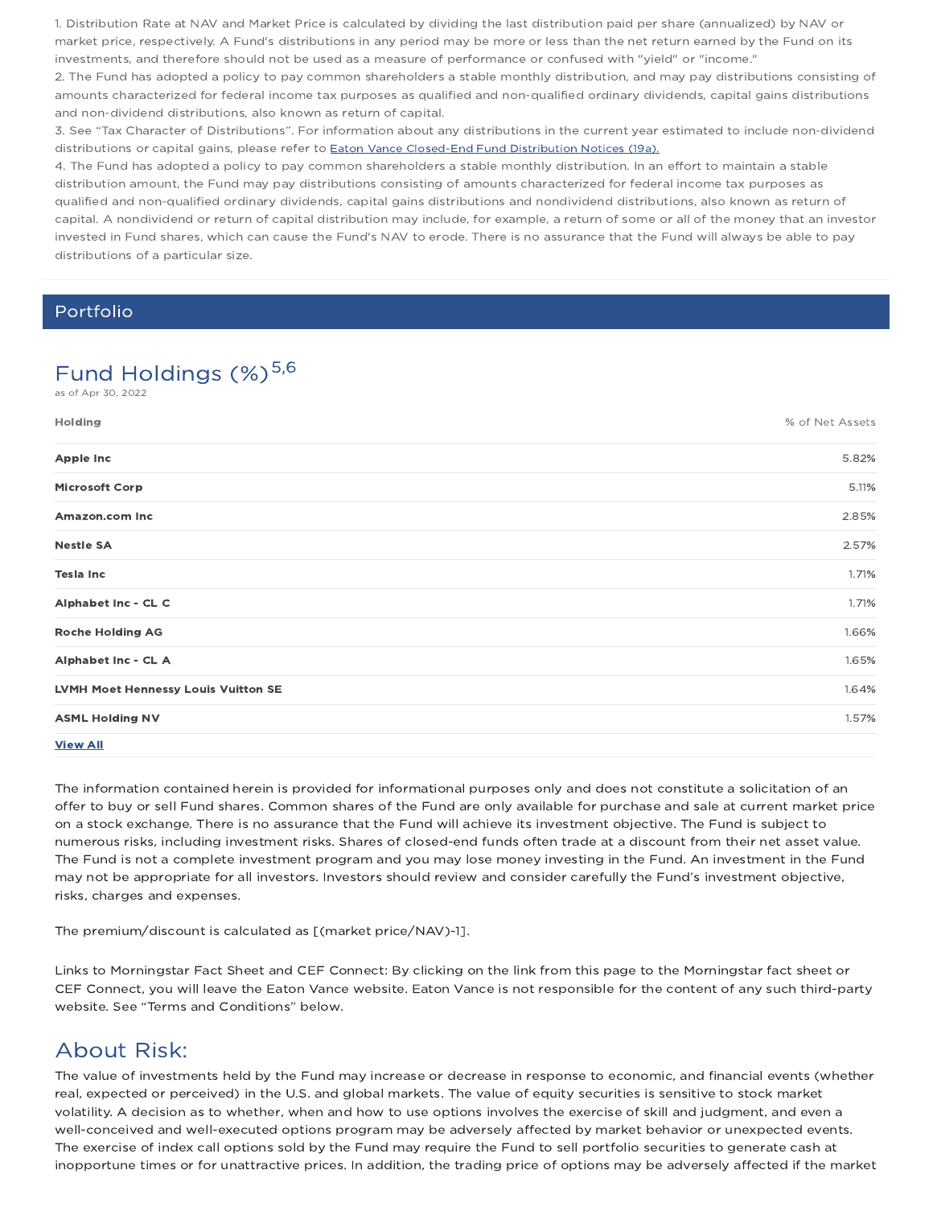1. Distribution Rate at NAV and Market Price is calculated by dividing the last distribution paid per share (annualized) by NAV or market price, respectively. A Fund's distributions in any period may be more or less than the net return earned by the Fund on its investments, and therefore should not be used as a measure of performance or confused with "yield" or "income."
2. The Fund has adopted a policy to pay common shareholders a stable monthly distribution, and may pay distributions consisting of amounts characterized for federal income tax purposes as qualified and non-qualified ordinary dividends, capital gains distributions and non-dividend distributions, also known as return of capital.
3. See "Tax Character of Distributions". For information about any distributions in the current year estimated to include non-dividend distributions or capital gains, please refer to Eaton Vance Closed-End Fund Distribution Notices (19a).
4. The Fund has adopted a policy to pay common shareholders a stable monthly distribution. In an effort to maintain a stable distribution amount, the Fund may pay distributions consisting of amounts characterized for federal income tax purposes as qualified and non-qualified ordinary dividends, capital gains distributions and nondividend distributions, also known as return of capital. A nondividend or return of capital distribution may include, for example, a return of some or all of the money that an investor invested in Fund shares, which can cause the Fund's NAV to erode. There is no assurance that the Fund will always be able to pay distributions of a particular size.

## Portfolio

### Fund Holdings (%)[5,6]

as of Apr 30, 2022

| Holding | % of Net Assets |
|---|---|
| **Apple Inc** | 5.82% |
| **Microsoft Corp** | 5.11% |
| **Amazon.com Inc** | 2.85% |
| **Nestle SA** | 2.57% |
| **Tesla Inc** | 1.71% |
| **Alphabet Inc - CL C** | 1.71% |
| **Roche Holding AG** | 1.66% |
| **Alphabet Inc - CL A** | 1.65% |
| **LVMH Moet Hennessy Louis Vuitton SE** | 1.64% |
| **ASML Holding NV** | 1.57% |

**View All**

The information contained herein is provided for informational purposes only and does not constitute a solicitation of an offer to buy or sell Fund shares. Common shares of the Fund are only available for purchase and sale at current market price on a stock exchange. There is no assurance that the Fund will achieve its investment objective. The Fund is subject to numerous risks, including investment risks. Shares of closed-end funds often trade at a discount from their net asset value. The Fund is not a complete investment program and you may lose money investing in the Fund. An investment in the Fund may not be appropriate for all investors. Investors should review and consider carefully the Fund's investment objective, risks, charges and expenses.

The premium/discount is calculated as [(market price/NAV)-1].

Links to Morningstar Fact Sheet and CEF Connect: By clicking on the link from this page to the Morningstar fact sheet or CEF Connect, you will leave the Eaton Vance website. Eaton Vance is not responsible for the content of any such third-party website. See "Terms and Conditions" below.

## About Risk:

The value of investments held by the Fund may increase or decrease in response to economic, and financial events (whether real, expected or perceived) in the U.S. and global markets. The value of equity securities is sensitive to stock market volatility. A decision as to whether, when and how to use options involves the exercise of skill and judgment, and even a well-conceived and well-executed options program may be adversely affected by market behavior or unexpected events. The exercise of index call options sold by the Fund may require the Fund to sell portfolio securities to generate cash at inopportune times or for unattractive prices. In addition, the trading price of options may be adversely affected if the market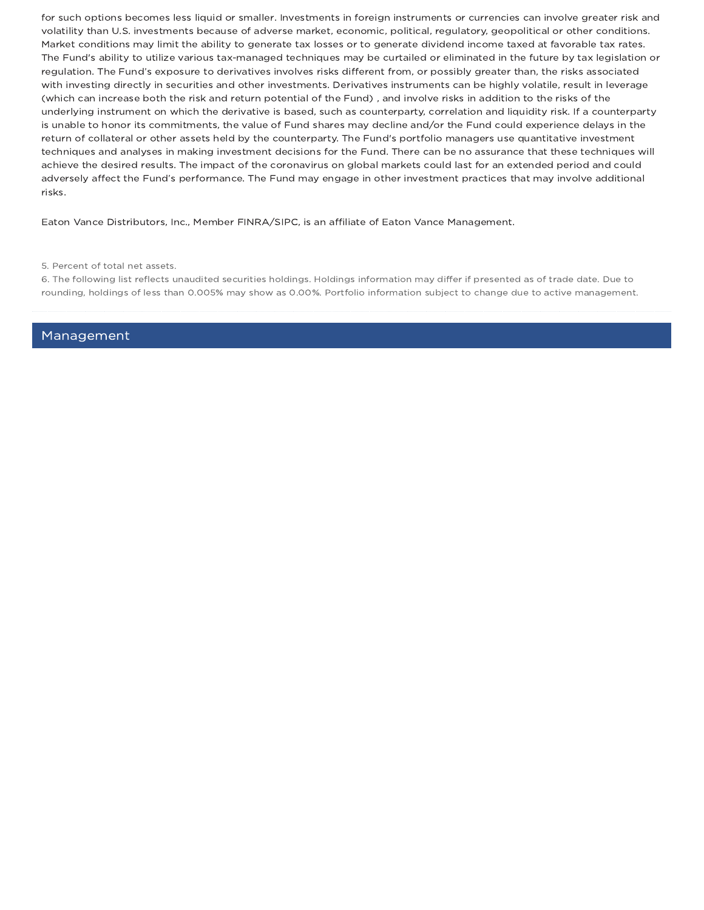for such options becomes less liquid or smaller. Investments in foreign instruments or currencies can involve greater risk and volatility than U.S. investments because of adverse market, economic, political, regulatory, geopolitical or other conditions. Market conditions may limit the ability to generate tax losses or to generate dividend income taxed at favorable tax rates. The Fund's ability to utilize various tax-managed techniques may be curtailed or eliminated in the future by tax legislation or regulation. The Fund's exposure to derivatives involves risks different from, or possibly greater than, the risks associated with investing directly in securities and other investments. Derivatives instruments can be highly volatile, result in leverage (which can increase both the risk and return potential of the Fund) , and involve risks in addition to the risks of the underlying instrument on which the derivative is based, such as counterparty, correlation and liquidity risk. If a counterparty is unable to honor its commitments, the value of Fund shares may decline and/or the Fund could experience delays in the return of collateral or other assets held by the counterparty. The Fund's portfolio managers use quantitative investment techniques and analyses in making investment decisions for the Fund. There can be no assurance that these techniques will achieve the desired results. The impact of the coronavirus on global markets could last for an extended period and could adversely affect the Fund's performance. The Fund may engage in other investment practices that may involve additional risks.

Eaton Vance Distributors, Inc., Member FINRA/SIPC, is an affiliate of Eaton Vance Management.

5. Percent of total net assets.
6. The following list reflects unaudited securities holdings. Holdings information may differ if presented as of trade date. Due to rounding, holdings of less than 0.005% may show as 0.00%. Portfolio information subject to change due to active management.

## Management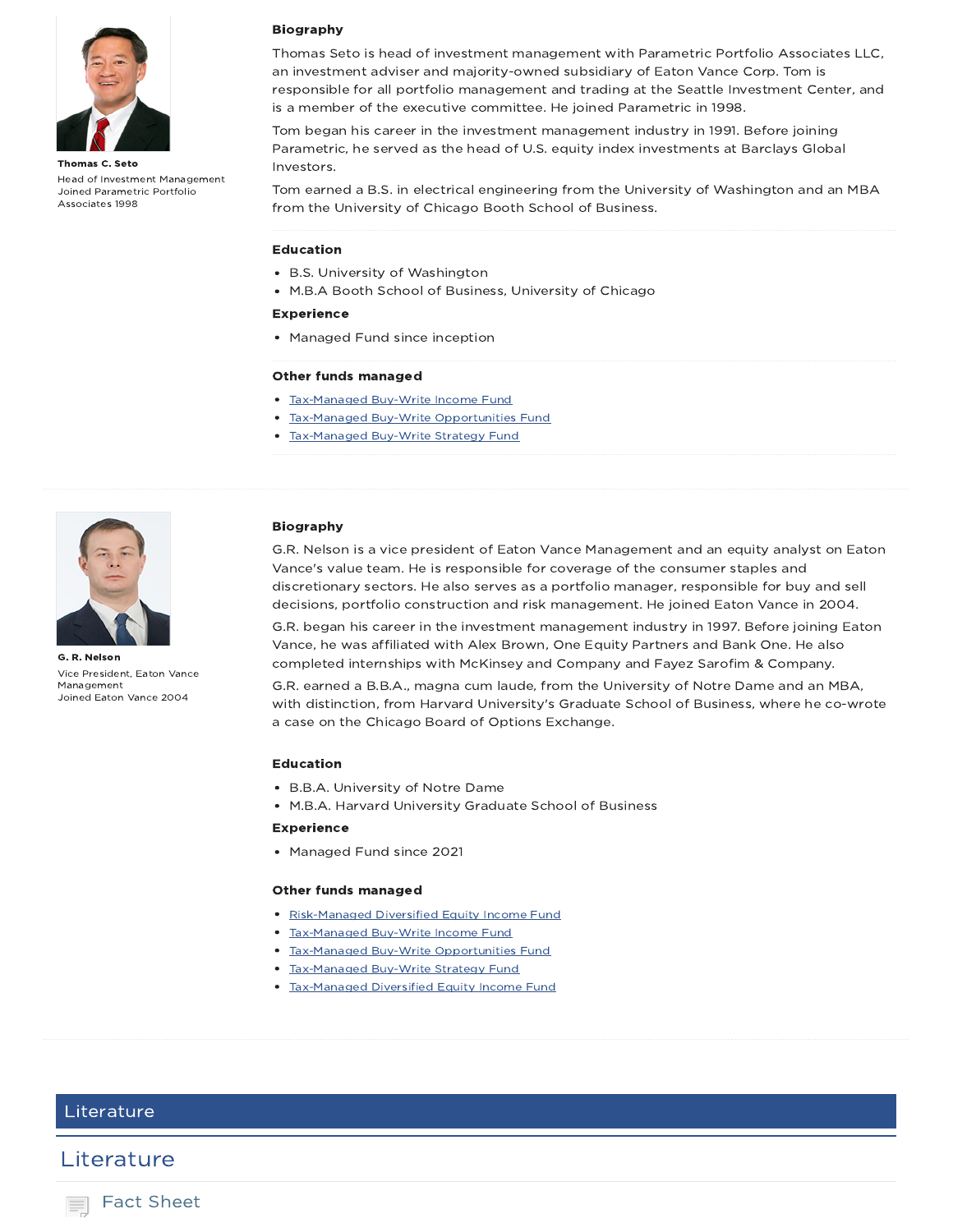**Thomas C. Seto**

Head of Investment Management
Joined Parametric Portfolio Associates 1998

### Biography

Thomas Seto is head of investment management with Parametric Portfolio Associates LLC, an investment adviser and majority-owned subsidiary of Eaton Vance Corp. Tom is responsible for all portfolio management and trading at the Seattle Investment Center, and is a member of the executive committee. He joined Parametric in 1998.

Tom began his career in the investment management industry in 1991. Before joining Parametric, he served as the head of U.S. equity index investments at Barclays Global Investors.

Tom earned a B.S. in electrical engineering from the University of Washington and an MBA from the University of Chicago Booth School of Business.

### Education

- B.S. University of Washington
- M.B.A Booth School of Business, University of Chicago

### Experience

- Managed Fund since inception

### Other funds managed

- Tax-Managed Buy-Write Income Fund
- Tax-Managed Buy-Write Opportunities Fund
- Tax-Managed Buy-Write Strategy Fund

---

**G. R. Nelson**

Vice President, Eaton Vance Management
Joined Eaton Vance 2004

### Biography

G.R. Nelson is a vice president of Eaton Vance Management and an equity analyst on Eaton Vance's value team. He is responsible for coverage of the consumer staples and discretionary sectors. He also serves as a portfolio manager, responsible for buy and sell decisions, portfolio construction and risk management. He joined Eaton Vance in 2004.

G.R. began his career in the investment management industry in 1997. Before joining Eaton Vance, he was affiliated with Alex Brown, One Equity Partners and Bank One. He also completed internships with McKinsey and Company and Fayez Sarofim & Company.

G.R. earned a B.B.A., magna cum laude, from the University of Notre Dame and an MBA, with distinction, from Harvard University's Graduate School of Business, where he co-wrote a case on the Chicago Board of Options Exchange.

### Education

- B.B.A. University of Notre Dame
- M.B.A. Harvard University Graduate School of Business

### Experience

- Managed Fund since 2021

### Other funds managed

- Risk-Managed Diversified Equity Income Fund
- Tax-Managed Buy-Write Income Fund
- Tax-Managed Buy-Write Opportunities Fund
- Tax-Managed Buy-Write Strategy Fund
- Tax-Managed Diversified Equity Income Fund

## Literature

## Literature

Fact Sheet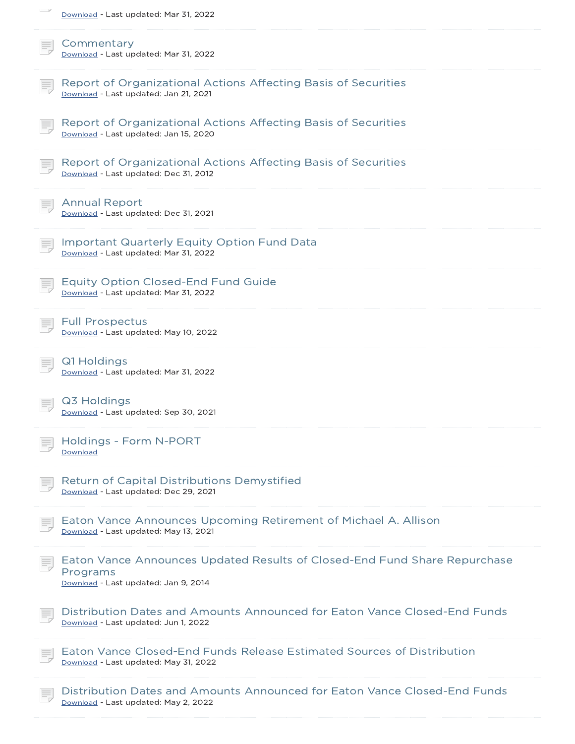Download - Last updated: Mar 31, 2022

Commentary
Download - Last updated: Mar 31, 2022

Report of Organizational Actions Affecting Basis of Securities
Download - Last updated: Jan 21, 2021

Report of Organizational Actions Affecting Basis of Securities
Download - Last updated: Jan 15, 2020

Report of Organizational Actions Affecting Basis of Securities
Download - Last updated: Dec 31, 2012

Annual Report
Download - Last updated: Dec 31, 2021

Important Quarterly Equity Option Fund Data
Download - Last updated: Mar 31, 2022

Equity Option Closed-End Fund Guide
Download - Last updated: Mar 31, 2022

Full Prospectus
Download - Last updated: May 10, 2022

Q1 Holdings
Download - Last updated: Mar 31, 2022

Q3 Holdings
Download - Last updated: Sep 30, 2021

Holdings - Form N-PORT
Download

Return of Capital Distributions Demystified
Download - Last updated: Dec 29, 2021

Eaton Vance Announces Upcoming Retirement of Michael A. Allison
Download - Last updated: May 13, 2021

Eaton Vance Announces Updated Results of Closed-End Fund Share Repurchase Programs
Download - Last updated: Jan 9, 2014

Distribution Dates and Amounts Announced for Eaton Vance Closed-End Funds
Download - Last updated: Jun 1, 2022

Eaton Vance Closed-End Funds Release Estimated Sources of Distribution
Download - Last updated: May 31, 2022

Distribution Dates and Amounts Announced for Eaton Vance Closed-End Funds
Download - Last updated: May 2, 2022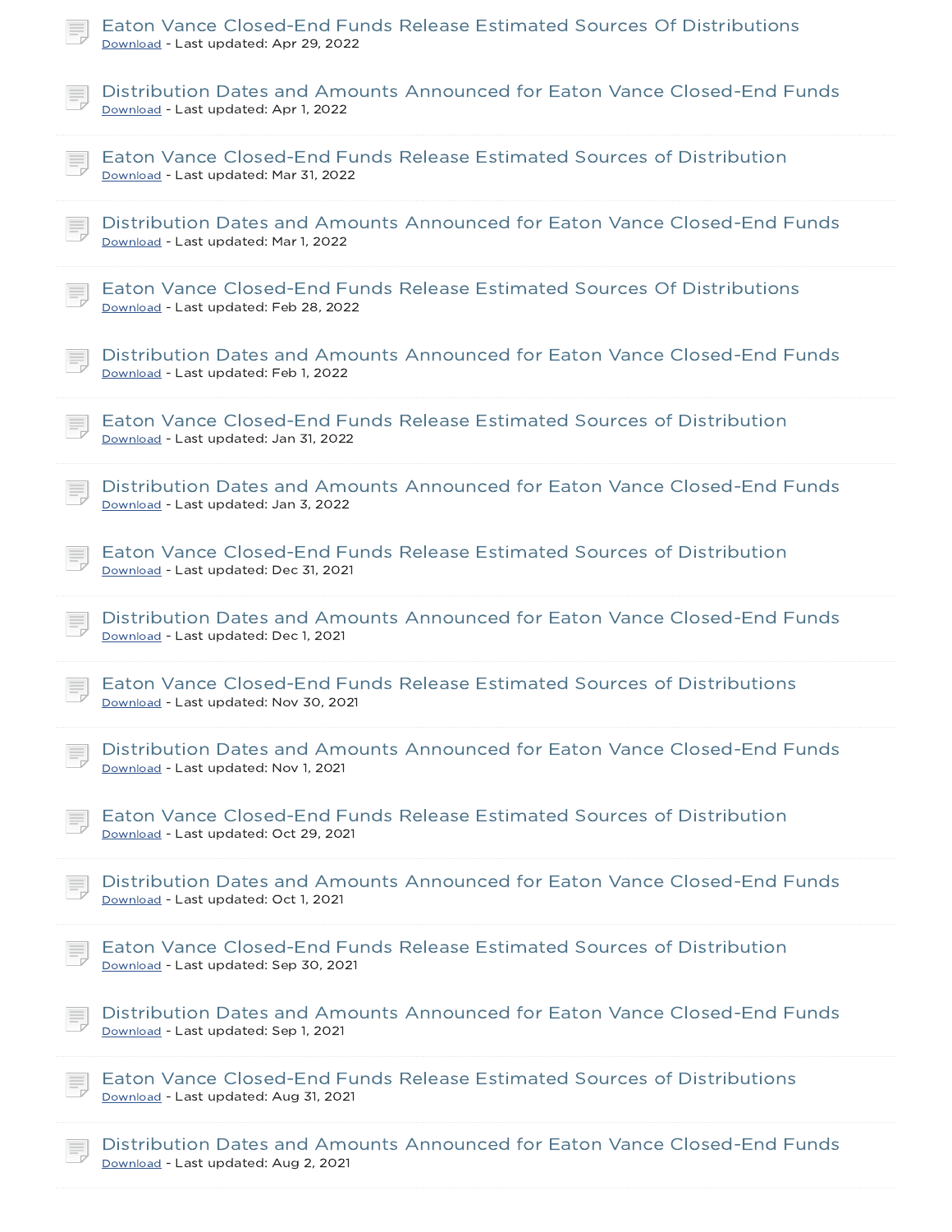Eaton Vance Closed-End Funds Release Estimated Sources Of Distributions
Download - Last updated: Apr 29, 2022

Distribution Dates and Amounts Announced for Eaton Vance Closed-End Funds
Download - Last updated: Apr 1, 2022

Eaton Vance Closed-End Funds Release Estimated Sources of Distribution
Download - Last updated: Mar 31, 2022

Distribution Dates and Amounts Announced for Eaton Vance Closed-End Funds
Download - Last updated: Mar 1, 2022

Eaton Vance Closed-End Funds Release Estimated Sources Of Distributions
Download - Last updated: Feb 28, 2022

Distribution Dates and Amounts Announced for Eaton Vance Closed-End Funds
Download - Last updated: Feb 1, 2022

Eaton Vance Closed-End Funds Release Estimated Sources of Distribution
Download - Last updated: Jan 31, 2022

Distribution Dates and Amounts Announced for Eaton Vance Closed-End Funds
Download - Last updated: Jan 3, 2022

Eaton Vance Closed-End Funds Release Estimated Sources of Distribution
Download - Last updated: Dec 31, 2021

Distribution Dates and Amounts Announced for Eaton Vance Closed-End Funds
Download - Last updated: Dec 1, 2021

Eaton Vance Closed-End Funds Release Estimated Sources of Distributions
Download - Last updated: Nov 30, 2021

Distribution Dates and Amounts Announced for Eaton Vance Closed-End Funds
Download - Last updated: Nov 1, 2021

Eaton Vance Closed-End Funds Release Estimated Sources of Distribution
Download - Last updated: Oct 29, 2021

Distribution Dates and Amounts Announced for Eaton Vance Closed-End Funds
Download - Last updated: Oct 1, 2021

Eaton Vance Closed-End Funds Release Estimated Sources of Distribution
Download - Last updated: Sep 30, 2021

Distribution Dates and Amounts Announced for Eaton Vance Closed-End Funds
Download - Last updated: Sep 1, 2021

Eaton Vance Closed-End Funds Release Estimated Sources of Distributions
Download - Last updated: Aug 31, 2021

Distribution Dates and Amounts Announced for Eaton Vance Closed-End Funds
Download - Last updated: Aug 2, 2021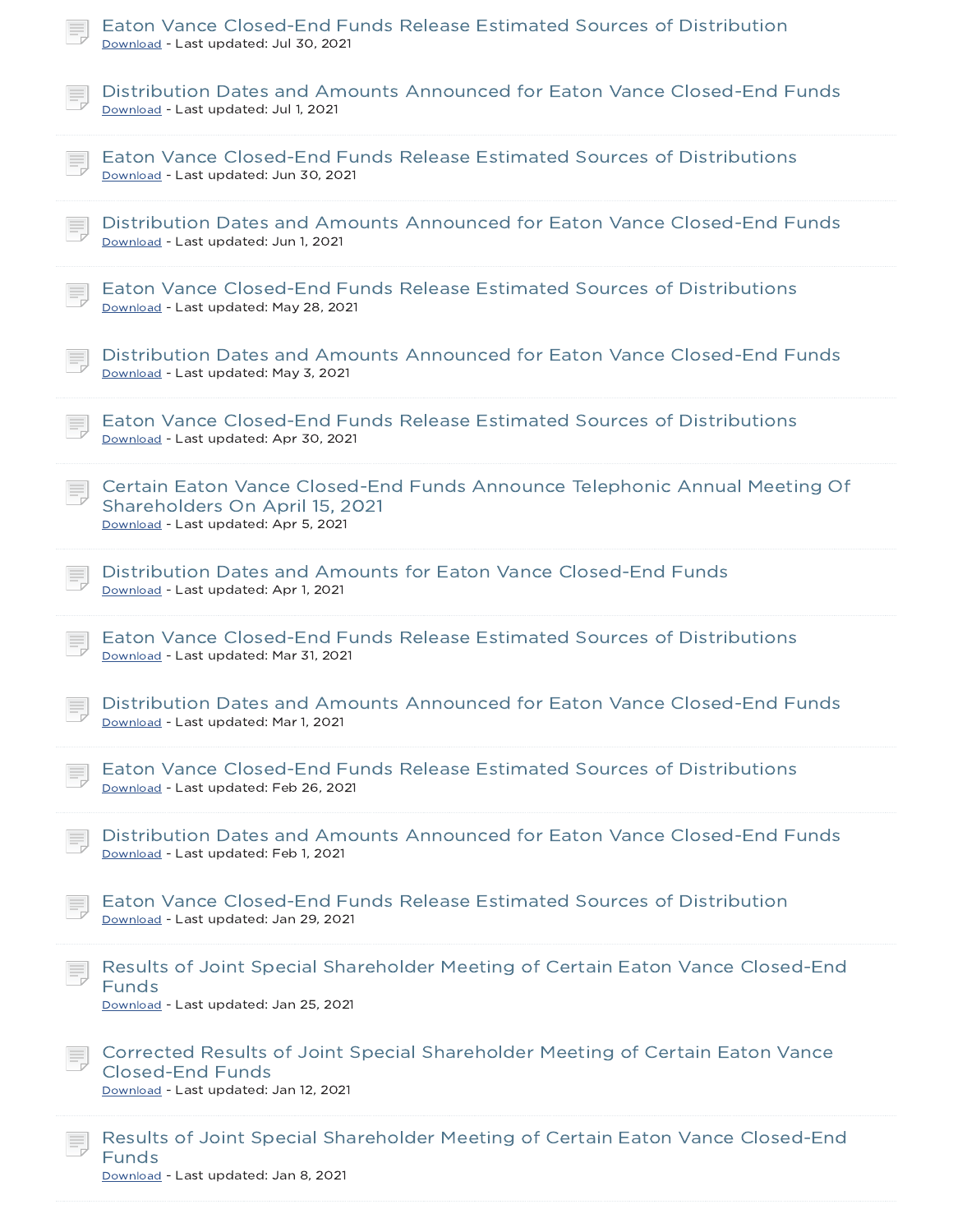Eaton Vance Closed-End Funds Release Estimated Sources of Distribution
Download - Last updated: Jul 30, 2021

Distribution Dates and Amounts Announced for Eaton Vance Closed-End Funds
Download - Last updated: Jul 1, 2021

Eaton Vance Closed-End Funds Release Estimated Sources of Distributions
Download - Last updated: Jun 30, 2021

Distribution Dates and Amounts Announced for Eaton Vance Closed-End Funds
Download - Last updated: Jun 1, 2021

Eaton Vance Closed-End Funds Release Estimated Sources of Distributions
Download - Last updated: May 28, 2021

Distribution Dates and Amounts Announced for Eaton Vance Closed-End Funds
Download - Last updated: May 3, 2021

Eaton Vance Closed-End Funds Release Estimated Sources of Distributions
Download - Last updated: Apr 30, 2021

Certain Eaton Vance Closed-End Funds Announce Telephonic Annual Meeting Of Shareholders On April 15, 2021
Download - Last updated: Apr 5, 2021

Distribution Dates and Amounts for Eaton Vance Closed-End Funds
Download - Last updated: Apr 1, 2021

Eaton Vance Closed-End Funds Release Estimated Sources of Distributions
Download - Last updated: Mar 31, 2021

Distribution Dates and Amounts Announced for Eaton Vance Closed-End Funds
Download - Last updated: Mar 1, 2021

Eaton Vance Closed-End Funds Release Estimated Sources of Distributions
Download - Last updated: Feb 26, 2021

Distribution Dates and Amounts Announced for Eaton Vance Closed-End Funds
Download - Last updated: Feb 1, 2021

Eaton Vance Closed-End Funds Release Estimated Sources of Distribution
Download - Last updated: Jan 29, 2021

Results of Joint Special Shareholder Meeting of Certain Eaton Vance Closed-End Funds
Download - Last updated: Jan 25, 2021

Corrected Results of Joint Special Shareholder Meeting of Certain Eaton Vance Closed-End Funds
Download - Last updated: Jan 12, 2021

Results of Joint Special Shareholder Meeting of Certain Eaton Vance Closed-End Funds
Download - Last updated: Jan 8, 2021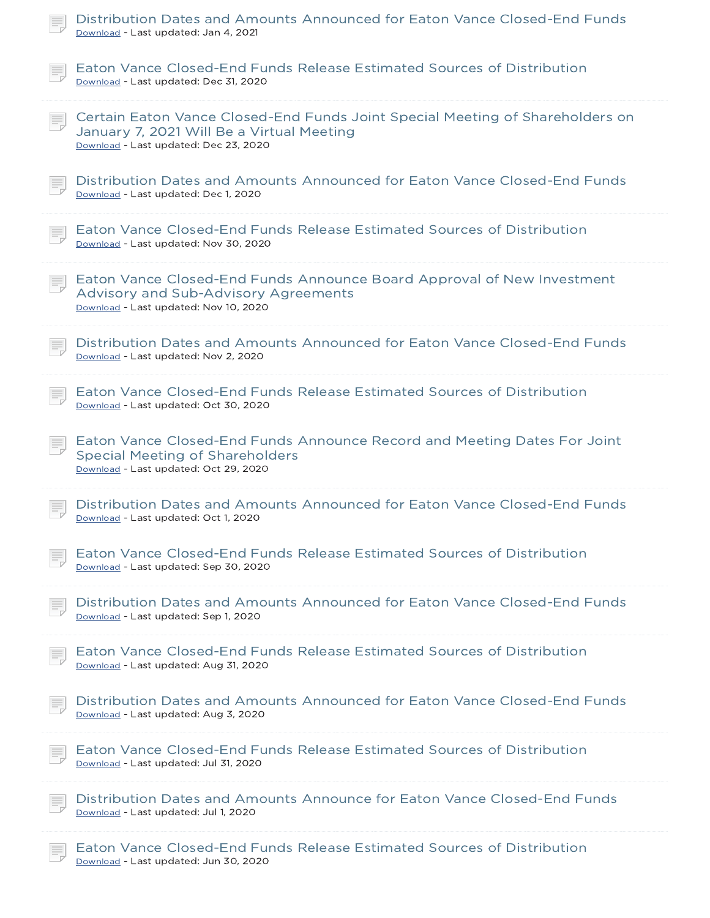Distribution Dates and Amounts Announced for Eaton Vance Closed-End Funds
Download - Last updated: Jan 4, 2021

Eaton Vance Closed-End Funds Release Estimated Sources of Distribution
Download - Last updated: Dec 31, 2020

Certain Eaton Vance Closed-End Funds Joint Special Meeting of Shareholders on January 7, 2021 Will Be a Virtual Meeting
Download - Last updated: Dec 23, 2020

Distribution Dates and Amounts Announced for Eaton Vance Closed-End Funds
Download - Last updated: Dec 1, 2020

Eaton Vance Closed-End Funds Release Estimated Sources of Distribution
Download - Last updated: Nov 30, 2020

Eaton Vance Closed-End Funds Announce Board Approval of New Investment Advisory and Sub-Advisory Agreements
Download - Last updated: Nov 10, 2020

Distribution Dates and Amounts Announced for Eaton Vance Closed-End Funds
Download - Last updated: Nov 2, 2020

Eaton Vance Closed-End Funds Release Estimated Sources of Distribution
Download - Last updated: Oct 30, 2020

Eaton Vance Closed-End Funds Announce Record and Meeting Dates For Joint Special Meeting of Shareholders
Download - Last updated: Oct 29, 2020

Distribution Dates and Amounts Announced for Eaton Vance Closed-End Funds
Download - Last updated: Oct 1, 2020

Eaton Vance Closed-End Funds Release Estimated Sources of Distribution
Download - Last updated: Sep 30, 2020

Distribution Dates and Amounts Announced for Eaton Vance Closed-End Funds
Download - Last updated: Sep 1, 2020

Eaton Vance Closed-End Funds Release Estimated Sources of Distribution
Download - Last updated: Aug 31, 2020

Distribution Dates and Amounts Announced for Eaton Vance Closed-End Funds
Download - Last updated: Aug 3, 2020

Eaton Vance Closed-End Funds Release Estimated Sources of Distribution
Download - Last updated: Jul 31, 2020

Distribution Dates and Amounts Announce for Eaton Vance Closed-End Funds
Download - Last updated: Jul 1, 2020

Eaton Vance Closed-End Funds Release Estimated Sources of Distribution
Download - Last updated: Jun 30, 2020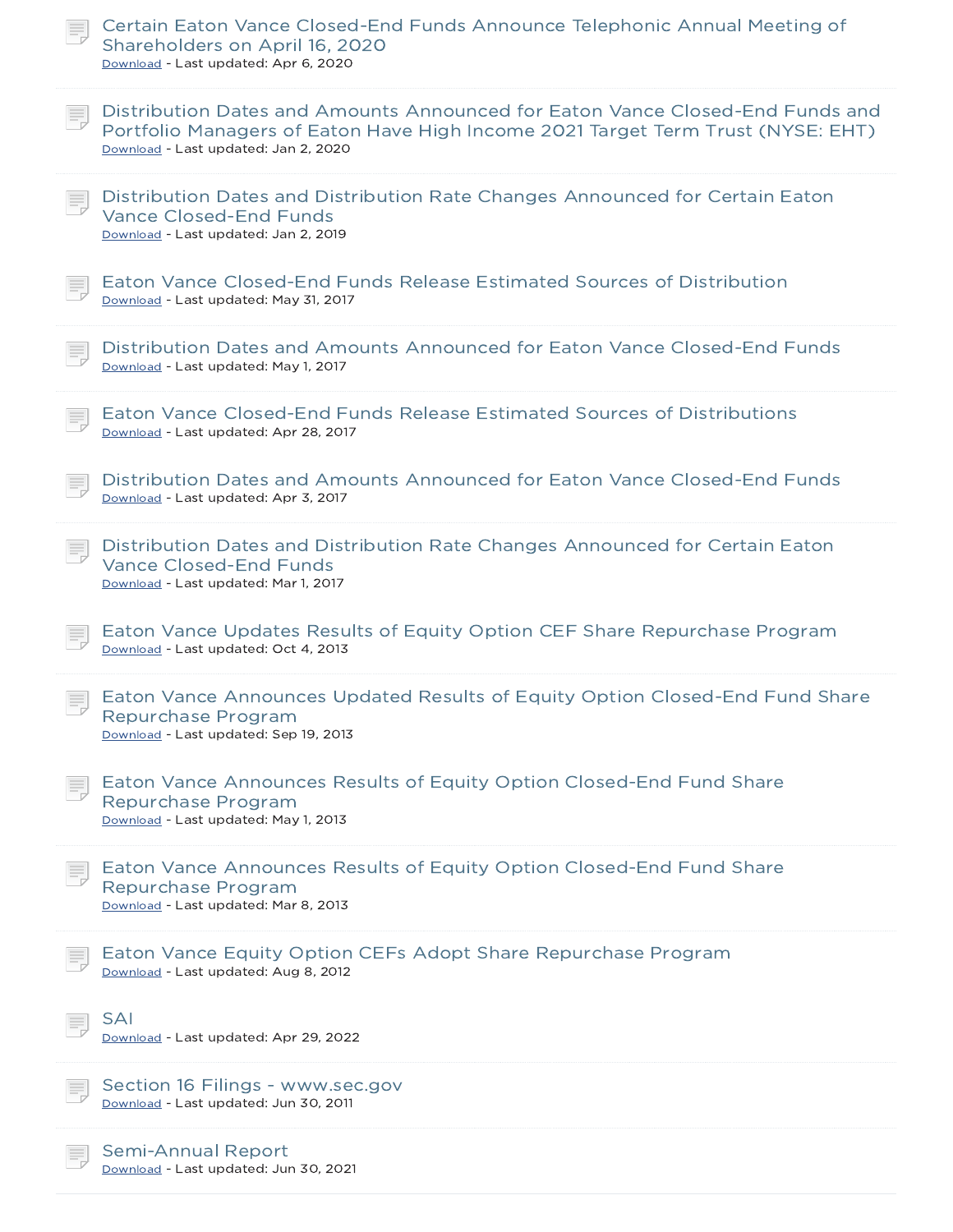Certain Eaton Vance Closed-End Funds Announce Telephonic Annual Meeting of Shareholders on April 16, 2020
Download - Last updated: Apr 6, 2020

Distribution Dates and Amounts Announced for Eaton Vance Closed-End Funds and Portfolio Managers of Eaton Have High Income 2021 Target Term Trust (NYSE: EHT)
Download - Last updated: Jan 2, 2020

Distribution Dates and Distribution Rate Changes Announced for Certain Eaton Vance Closed-End Funds
Download - Last updated: Jan 2, 2019

Eaton Vance Closed-End Funds Release Estimated Sources of Distribution
Download - Last updated: May 31, 2017

Distribution Dates and Amounts Announced for Eaton Vance Closed-End Funds
Download - Last updated: May 1, 2017

Eaton Vance Closed-End Funds Release Estimated Sources of Distributions
Download - Last updated: Apr 28, 2017

Distribution Dates and Amounts Announced for Eaton Vance Closed-End Funds
Download - Last updated: Apr 3, 2017

Distribution Dates and Distribution Rate Changes Announced for Certain Eaton Vance Closed-End Funds
Download - Last updated: Mar 1, 2017

Eaton Vance Updates Results of Equity Option CEF Share Repurchase Program
Download - Last updated: Oct 4, 2013

Eaton Vance Announces Updated Results of Equity Option Closed-End Fund Share Repurchase Program
Download - Last updated: Sep 19, 2013

Eaton Vance Announces Results of Equity Option Closed-End Fund Share Repurchase Program
Download - Last updated: May 1, 2013

Eaton Vance Announces Results of Equity Option Closed-End Fund Share Repurchase Program
Download - Last updated: Mar 8, 2013

Eaton Vance Equity Option CEFs Adopt Share Repurchase Program
Download - Last updated: Aug 8, 2012

SAI
Download - Last updated: Apr 29, 2022

Section 16 Filings - www.sec.gov
Download - Last updated: Jun 30, 2011

Semi-Annual Report
Download - Last updated: Jun 30, 2021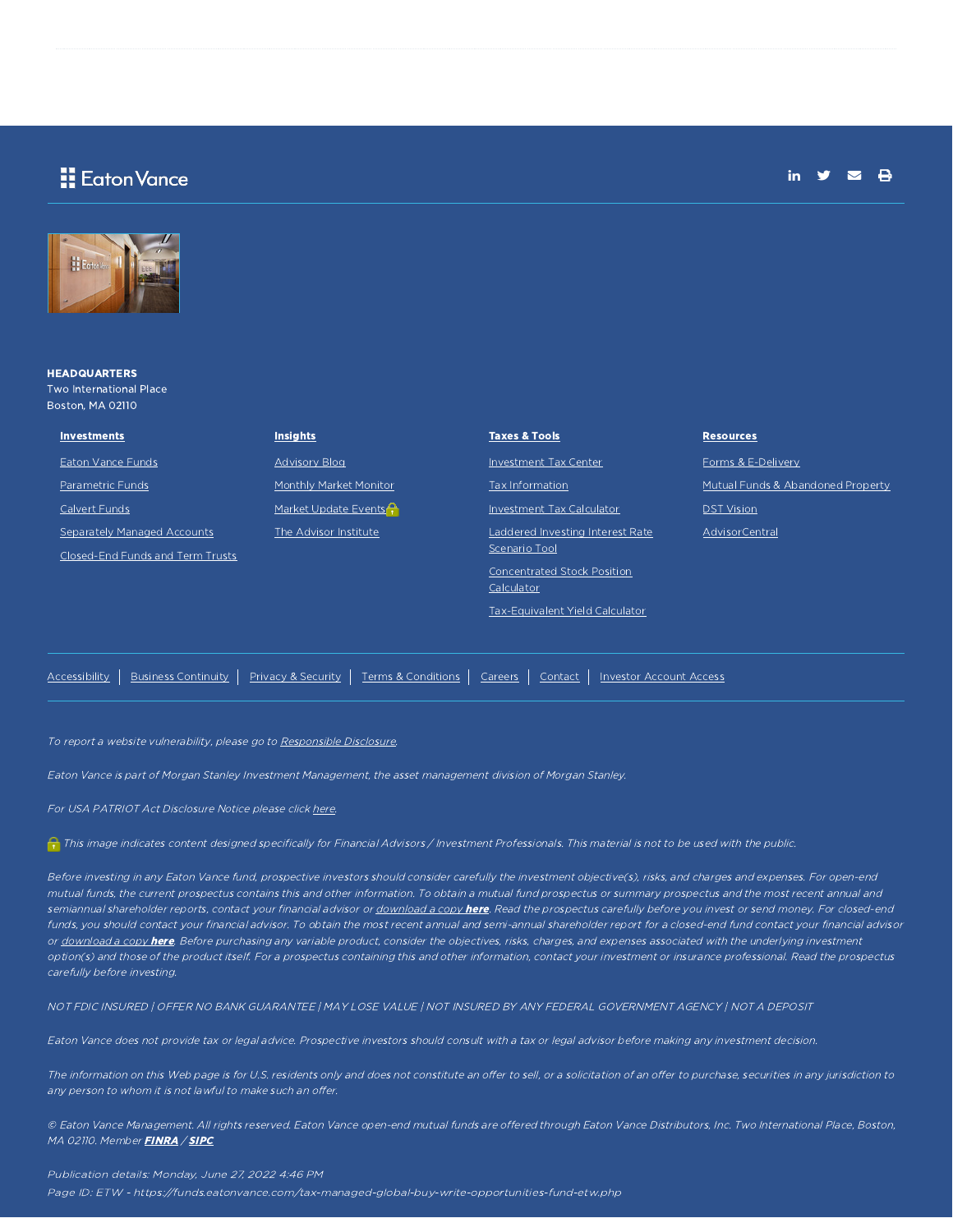Eaton Vance

**HEADQUARTERS**
Two International Place
Boston, MA 02110

**Investments**

- Eaton Vance Funds
- Parametric Funds
- Calvert Funds
- Separately Managed Accounts
- Closed-End Funds and Term Trusts

**Insights**

- Advisory Blog
- Monthly Market Monitor
- Market Update Events
- The Advisor Institute

**Taxes & Tools**

- Investment Tax Center
- Tax Information
- Investment Tax Calculator
- Laddered Investing Interest Rate Scenario Tool
- Concentrated Stock Position Calculator
- Tax-Equivalent Yield Calculator

**Resources**

- Forms & E-Delivery
- Mutual Funds & Abandoned Property
- DST Vision
- AdvisorCentral

Accessibility | Business Continuity | Privacy & Security | Terms & Conditions | Careers | Contact | Investor Account Access

*To report a website vulnerability, please go to Responsible Disclosure.*

*Eaton Vance is part of Morgan Stanley Investment Management, the asset management division of Morgan Stanley.*

*For USA PATRIOT Act Disclosure Notice please click here.*

*This image indicates content designed specifically for Financial Advisors / Investment Professionals. This material is not to be used with the public.*

*Before investing in any Eaton Vance fund, prospective investors should consider carefully the investment objective(s), risks, and charges and expenses. For open-end mutual funds, the current prospectus contains this and other information. To obtain a mutual fund prospectus or summary prospectus and the most recent annual and semiannual shareholder reports, contact your financial advisor or download a copy **here**. Read the prospectus carefully before you invest or send money. For closed-end funds, you should contact your financial advisor. To obtain the most recent annual and semi-annual shareholder report for a closed-end fund contact your financial advisor or download a copy **here**. Before purchasing any variable product, consider the objectives, risks, charges, and expenses associated with the underlying investment option(s) and those of the product itself. For a prospectus containing this and other information, contact your investment or insurance professional. Read the prospectus carefully before investing.*

*NOT FDIC INSURED | OFFER NO BANK GUARANTEE | MAY LOSE VALUE | NOT INSURED BY ANY FEDERAL GOVERNMENT AGENCY | NOT A DEPOSIT*

*Eaton Vance does not provide tax or legal advice. Prospective investors should consult with a tax or legal advisor before making any investment decision.*

*The information on this Web page is for U.S. residents only and does not constitute an offer to sell, or a solicitation of an offer to purchase, securities in any jurisdiction to any person to whom it is not lawful to make such an offer.*

*© Eaton Vance Management. All rights reserved. Eaton Vance open-end mutual funds are offered through Eaton Vance Distributors, Inc. Two International Place, Boston, MA 02110. Member **FINRA** / **SIPC***

*Publication details: Monday, June 27, 2022 4:46 PM*
*Page ID: ETW - https://funds.eatonvance.com/tax-managed-global-buy-write-opportunities-fund-etw.php*